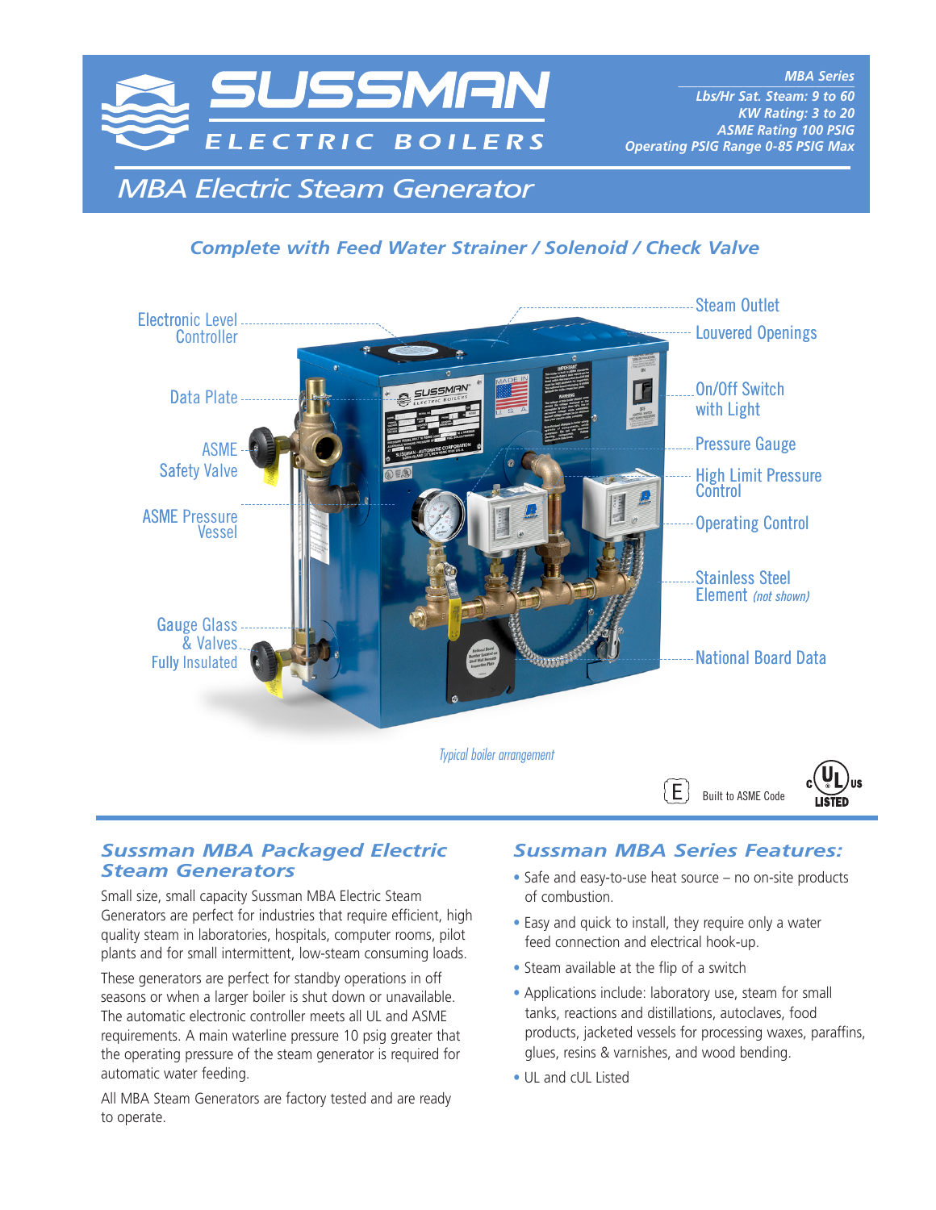# SUSSMAN ELECTRIC BOILERS

*MBA Series*
*Lbs/Hr Sat. Steam: 9 to 60*
*KW Rating: 3 to 20*
*ASME Rating 100 PSIG*
*Operating PSIG Range 0-85 PSIG Max*

## *MBA Electric Steam Generator*

### *Complete with Feed Water Strainer / Solenoid / Check Valve*

- Electronic Level Controller
- Data Plate
- ASME Safety Valve
- ASME Pressure Vessel
- Gauge Glass & Valves
- Fully Insulated
- Steam Outlet
- Louvered Openings
- On/Off Switch with Light
- Pressure Gauge
- High Limit Pressure Control
- Operating Control
- Stainless Steel Element *(not shown)*
- National Board Data

*Typical boiler arrangement*

Built to ASME Code

c UL us LISTED

## *Sussman MBA Packaged Electric Steam Generators*

Small size, small capacity Sussman MBA Electric Steam Generators are perfect for industries that require efficient, high quality steam in laboratories, hospitals, computer rooms, pilot plants and for small intermittent, low-steam consuming loads.

These generators are perfect for standby operations in off seasons or when a larger boiler is shut down or unavailable. The automatic electronic controller meets all UL and ASME requirements. A main waterline pressure 10 psig greater that the operating pressure of the steam generator is required for automatic water feeding.

All MBA Steam Generators are factory tested and are ready to operate.

## *Sussman MBA Series Features:*

- Safe and easy-to-use heat source – no on-site products of combustion.
- Easy and quick to install, they require only a water feed connection and electrical hook-up.
- Steam available at the flip of a switch
- Applications include: laboratory use, steam for small tanks, reactions and distillations, autoclaves, food products, jacketed vessels for processing waxes, paraffins, glues, resins & varnishes, and wood bending.
- UL and cUL Listed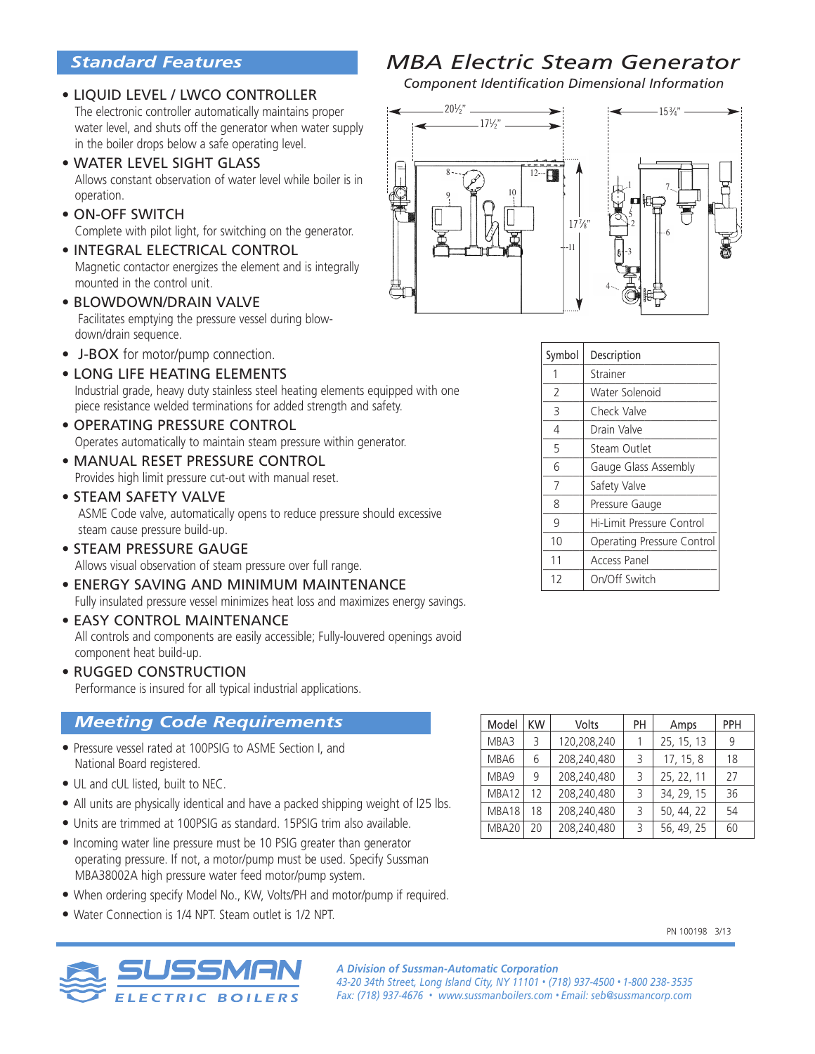## Standard Features

- **LIQUID LEVEL / LWCO CONTROLLER**
  The electronic controller automatically maintains proper water level, and shuts off the generator when water supply in the boiler drops below a safe operating level.
- **WATER LEVEL SIGHT GLASS**
  Allows constant observation of water level while boiler is in operation.
- **ON-OFF SWITCH**
  Complete with pilot light, for switching on the generator.
- **INTEGRAL ELECTRICAL CONTROL**
  Magnetic contactor energizes the element and is integrally mounted in the control unit.
- **BLOWDOWN/DRAIN VALVE**
  Facilitates emptying the pressure vessel during blow-down/drain sequence.
- **J-BOX** for motor/pump connection.
- **LONG LIFE HEATING ELEMENTS**
  Industrial grade, heavy duty stainless steel heating elements equipped with one piece resistance welded terminations for added strength and safety.
- **OPERATING PRESSURE CONTROL**
  Operates automatically to maintain steam pressure within generator.
- **MANUAL RESET PRESSURE CONTROL**
  Provides high limit pressure cut-out with manual reset.
- **STEAM SAFETY VALVE**
  ASME Code valve, automatically opens to reduce pressure should excessive steam cause pressure build-up.
- **STEAM PRESSURE GAUGE**
  Allows visual observation of steam pressure over full range.
- **ENERGY SAVING AND MINIMUM MAINTENANCE**
  Fully insulated pressure vessel minimizes heat loss and maximizes energy savings.
- **EASY CONTROL MAINTENANCE**
  All controls and components are easily accessible; Fully-louvered openings avoid component heat build-up.
- **RUGGED CONSTRUCTION**
  Performance is insured for all typical industrial applications.

# MBA Electric Steam Generator

*Component Identification Dimensional Information*

20½"
17½"
15¾"
17⅞"

| Symbol | Description |
|---|---|
| 1 | Strainer |
| 2 | Water Solenoid |
| 3 | Check Valve |
| 4 | Drain Valve |
| 5 | Steam Outlet |
| 6 | Gauge Glass Assembly |
| 7 | Safety Valve |
| 8 | Pressure Gauge |
| 9 | Hi-Limit Pressure Control |
| 10 | Operating Pressure Control |
| 11 | Access Panel |
| 12 | On/Off Switch |

## Meeting Code Requirements

- Pressure vessel rated at 100PSIG to ASME Section I, and National Board registered.
- UL and cUL listed, built to NEC.
- All units are physically identical and have a packed shipping weight of l25 lbs.
- Units are trimmed at 100PSIG as standard. 15PSIG trim also available.
- Incoming water line pressure must be 10 PSIG greater than generator operating pressure. If not, a motor/pump must be used. Specify Sussman MBA38002A high pressure water feed motor/pump system.
- When ordering specify Model No., KW, Volts/PH and motor/pump if required.
- Water Connection is 1/4 NPT. Steam outlet is 1/2 NPT.

| Model | KW | Volts | PH | Amps | PPH |
|---|---|---|---|---|---|
| MBA3 | 3 | 120,208,240 | 1 | 25, 15, 13 | 9 |
| MBA6 | 6 | 208,240,480 | 3 | 17, 15, 8 | 18 |
| MBA9 | 9 | 208,240,480 | 3 | 25, 22, 11 | 27 |
| MBA12 | 12 | 208,240,480 | 3 | 34, 29, 15 | 36 |
| MBA18 | 18 | 208,240,480 | 3 | 50, 44, 22 | 54 |
| MBA20 | 20 | 208,240,480 | 3 | 56, 49, 25 | 60 |

PN 100198 3/13

SUSSMAN ELECTRIC BOILERS

*A Division of Sussman-Automatic Corporation*
*43-20 34th Street, Long Island City, NY 11101 • (718) 937-4500 • 1-800 238-3535*
*Fax: (718) 937-4676 • www.sussmanboilers.com • Email: seb@sussmancorp.com*